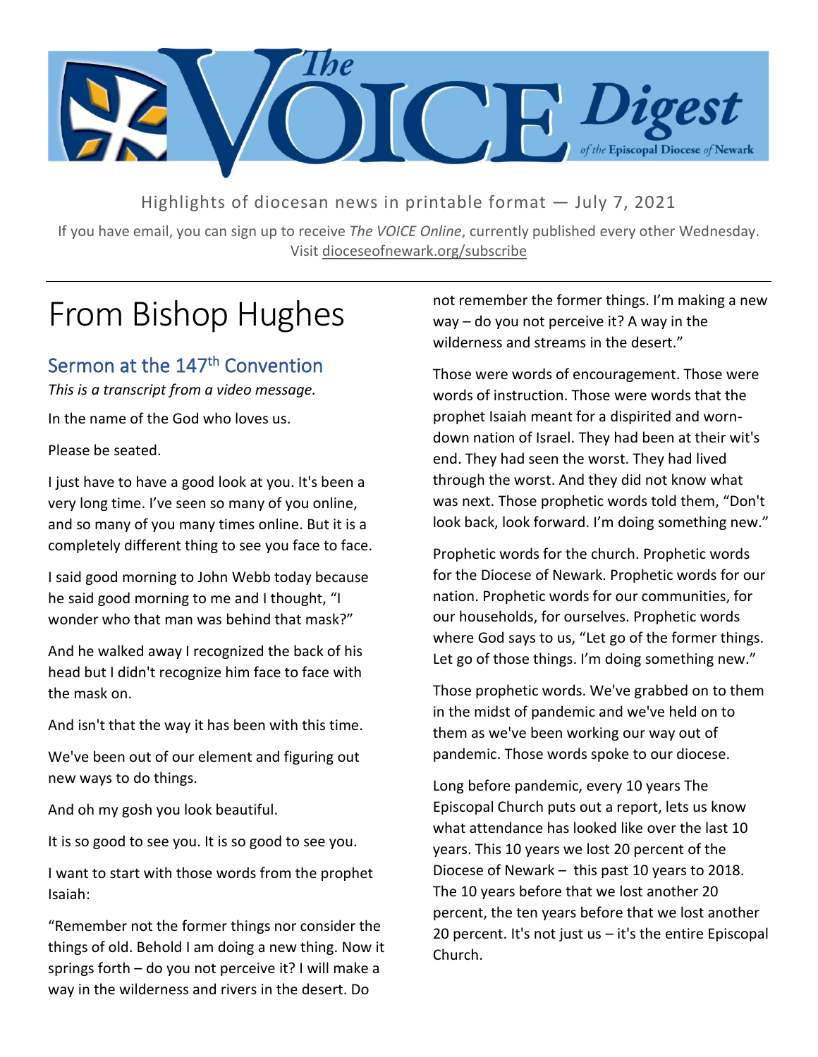# The VOICE Digest

of the Episcopal Diocese of Newark

Highlights of diocesan news in printable format — July 7, 2021

If you have email, you can sign up to receive *The VOICE Online*, currently published every other Wednesday. Visit dioceseofnewark.org/subscribe

# From Bishop Hughes

## Sermon at the 147th Convention

*This is a transcript from a video message.*

In the name of the God who loves us.

Please be seated.

I just have to have a good look at you. It's been a very long time. I've seen so many of you online, and so many of you many times online. But it is a completely different thing to see you face to face.

I said good morning to John Webb today because he said good morning to me and I thought, "I wonder who that man was behind that mask?"

And he walked away I recognized the back of his head but I didn't recognize him face to face with the mask on.

And isn't that the way it has been with this time.

We've been out of our element and figuring out new ways to do things.

And oh my gosh you look beautiful.

It is so good to see you. It is so good to see you.

I want to start with those words from the prophet Isaiah:

"Remember not the former things nor consider the things of old. Behold I am doing a new thing. Now it springs forth – do you not perceive it? I will make a way in the wilderness and rivers in the desert. Do not remember the former things. I'm making a new way – do you not perceive it? A way in the wilderness and streams in the desert."

Those were words of encouragement. Those were words of instruction. Those were words that the prophet Isaiah meant for a dispirited and worn-down nation of Israel. They had been at their wit's end. They had seen the worst. They had lived through the worst. And they did not know what was next. Those prophetic words told them, "Don't look back, look forward. I'm doing something new."

Prophetic words for the church. Prophetic words for the Diocese of Newark. Prophetic words for our nation. Prophetic words for our communities, for our households, for ourselves. Prophetic words where God says to us, "Let go of the former things. Let go of those things. I'm doing something new."

Those prophetic words. We've grabbed on to them in the midst of pandemic and we've held on to them as we've been working our way out of pandemic. Those words spoke to our diocese.

Long before pandemic, every 10 years The Episcopal Church puts out a report, lets us know what attendance has looked like over the last 10 years. This 10 years we lost 20 percent of the Diocese of Newark – this past 10 years to 2018. The 10 years before that we lost another 20 percent, the ten years before that we lost another 20 percent. It's not just us – it's the entire Episcopal Church.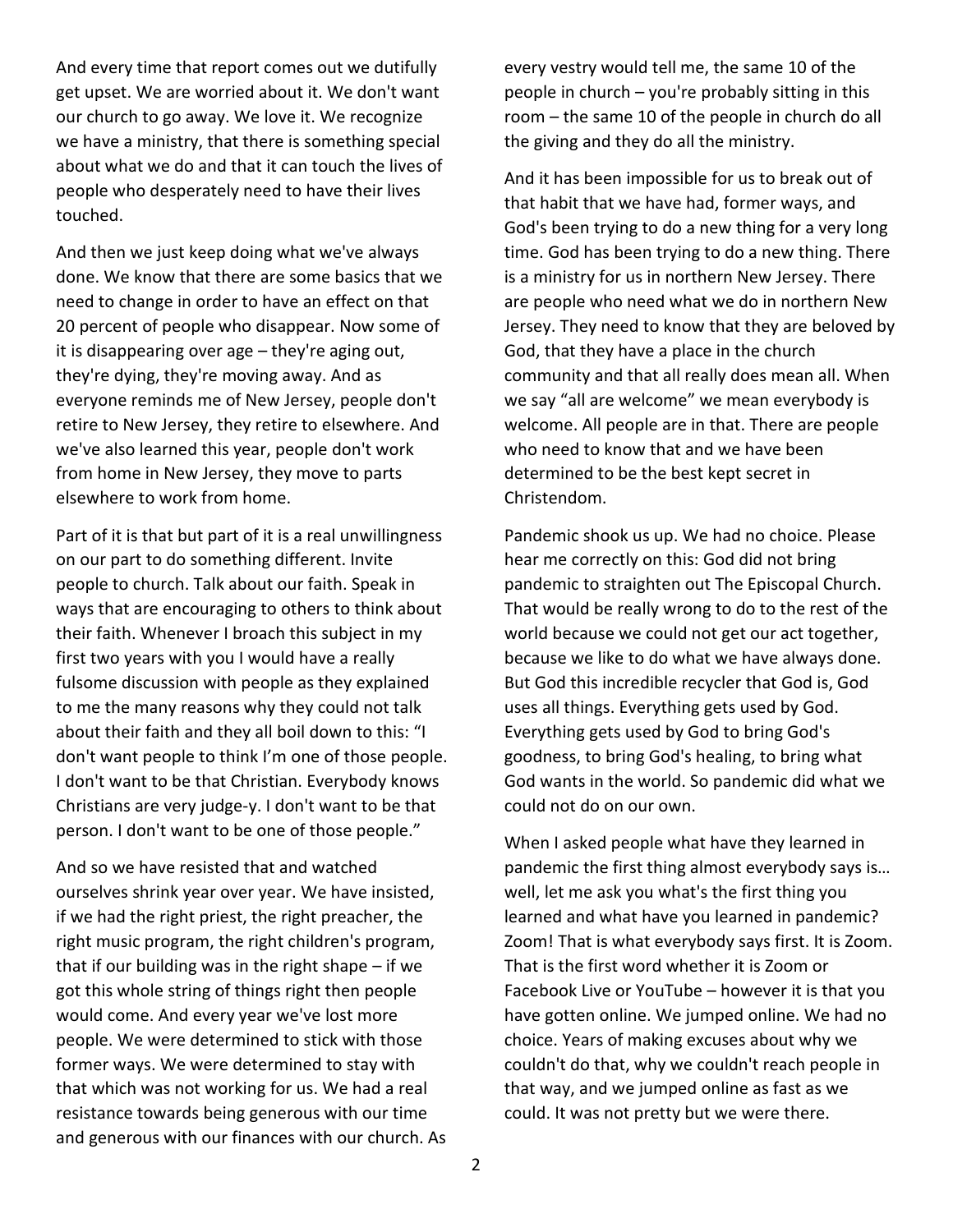And every time that report comes out we dutifully get upset. We are worried about it. We don't want our church to go away. We love it. We recognize we have a ministry, that there is something special about what we do and that it can touch the lives of people who desperately need to have their lives touched.

And then we just keep doing what we've always done. We know that there are some basics that we need to change in order to have an effect on that 20 percent of people who disappear. Now some of it is disappearing over age – they're aging out, they're dying, they're moving away. And as everyone reminds me of New Jersey, people don't retire to New Jersey, they retire to elsewhere. And we've also learned this year, people don't work from home in New Jersey, they move to parts elsewhere to work from home.

Part of it is that but part of it is a real unwillingness on our part to do something different. Invite people to church. Talk about our faith. Speak in ways that are encouraging to others to think about their faith. Whenever I broach this subject in my first two years with you I would have a really fulsome discussion with people as they explained to me the many reasons why they could not talk about their faith and they all boil down to this: "I don't want people to think I'm one of those people. I don't want to be that Christian. Everybody knows Christians are very judge-y. I don't want to be that person. I don't want to be one of those people."

And so we have resisted that and watched ourselves shrink year over year. We have insisted, if we had the right priest, the right preacher, the right music program, the right children's program, that if our building was in the right shape – if we got this whole string of things right then people would come. And every year we've lost more people. We were determined to stick with those former ways. We were determined to stay with that which was not working for us. We had a real resistance towards being generous with our time and generous with our finances with our church. As every vestry would tell me, the same 10 of the people in church – you're probably sitting in this room – the same 10 of the people in church do all the giving and they do all the ministry.

And it has been impossible for us to break out of that habit that we have had, former ways, and God's been trying to do a new thing for a very long time. God has been trying to do a new thing. There is a ministry for us in northern New Jersey. There are people who need what we do in northern New Jersey. They need to know that they are beloved by God, that they have a place in the church community and that all really does mean all. When we say "all are welcome" we mean everybody is welcome. All people are in that. There are people who need to know that and we have been determined to be the best kept secret in Christendom.

Pandemic shook us up. We had no choice. Please hear me correctly on this: God did not bring pandemic to straighten out The Episcopal Church. That would be really wrong to do to the rest of the world because we could not get our act together, because we like to do what we have always done. But God this incredible recycler that God is, God uses all things. Everything gets used by God. Everything gets used by God to bring God's goodness, to bring God's healing, to bring what God wants in the world. So pandemic did what we could not do on our own.

When I asked people what have they learned in pandemic the first thing almost everybody says is… well, let me ask you what's the first thing you learned and what have you learned in pandemic? Zoom! That is what everybody says first. It is Zoom. That is the first word whether it is Zoom or Facebook Live or YouTube – however it is that you have gotten online. We jumped online. We had no choice. Years of making excuses about why we couldn't do that, why we couldn't reach people in that way, and we jumped online as fast as we could. It was not pretty but we were there.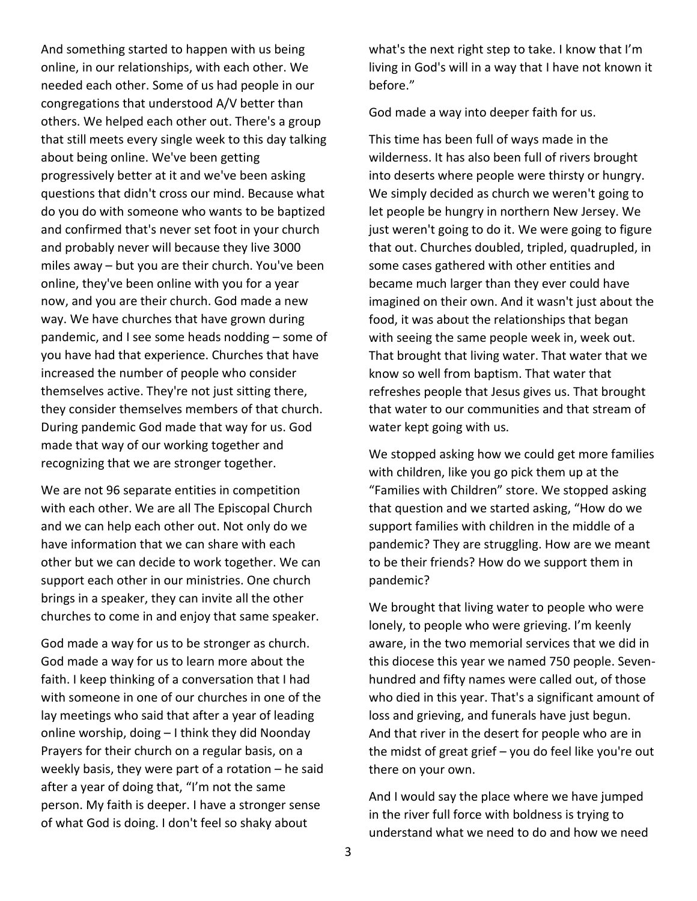And something started to happen with us being online, in our relationships, with each other. We needed each other. Some of us had people in our congregations that understood A/V better than others. We helped each other out. There's a group that still meets every single week to this day talking about being online. We've been getting progressively better at it and we've been asking questions that didn't cross our mind. Because what do you do with someone who wants to be baptized and confirmed that's never set foot in your church and probably never will because they live 3000 miles away – but you are their church. You've been online, they've been online with you for a year now, and you are their church. God made a new way. We have churches that have grown during pandemic, and I see some heads nodding – some of you have had that experience. Churches that have increased the number of people who consider themselves active. They're not just sitting there, they consider themselves members of that church. During pandemic God made that way for us. God made that way of our working together and recognizing that we are stronger together.

We are not 96 separate entities in competition with each other. We are all The Episcopal Church and we can help each other out. Not only do we have information that we can share with each other but we can decide to work together. We can support each other in our ministries. One church brings in a speaker, they can invite all the other churches to come in and enjoy that same speaker.

God made a way for us to be stronger as church. God made a way for us to learn more about the faith. I keep thinking of a conversation that I had with someone in one of our churches in one of the lay meetings who said that after a year of leading online worship, doing – I think they did Noonday Prayers for their church on a regular basis, on a weekly basis, they were part of a rotation – he said after a year of doing that, "I'm not the same person. My faith is deeper. I have a stronger sense of what God is doing. I don't feel so shaky about what's the next right step to take. I know that I'm living in God's will in a way that I have not known it before."

God made a way into deeper faith for us.

This time has been full of ways made in the wilderness. It has also been full of rivers brought into deserts where people were thirsty or hungry. We simply decided as church we weren't going to let people be hungry in northern New Jersey. We just weren't going to do it. We were going to figure that out. Churches doubled, tripled, quadrupled, in some cases gathered with other entities and became much larger than they ever could have imagined on their own. And it wasn't just about the food, it was about the relationships that began with seeing the same people week in, week out. That brought that living water. That water that we know so well from baptism. That water that refreshes people that Jesus gives us. That brought that water to our communities and that stream of water kept going with us.

We stopped asking how we could get more families with children, like you go pick them up at the "Families with Children" store. We stopped asking that question and we started asking, "How do we support families with children in the middle of a pandemic? They are struggling. How are we meant to be their friends? How do we support them in pandemic?

We brought that living water to people who were lonely, to people who were grieving. I'm keenly aware, in the two memorial services that we did in this diocese this year we named 750 people. Seven-hundred and fifty names were called out, of those who died in this year. That's a significant amount of loss and grieving, and funerals have just begun. And that river in the desert for people who are in the midst of great grief – you do feel like you're out there on your own.

And I would say the place where we have jumped in the river full force with boldness is trying to understand what we need to do and how we need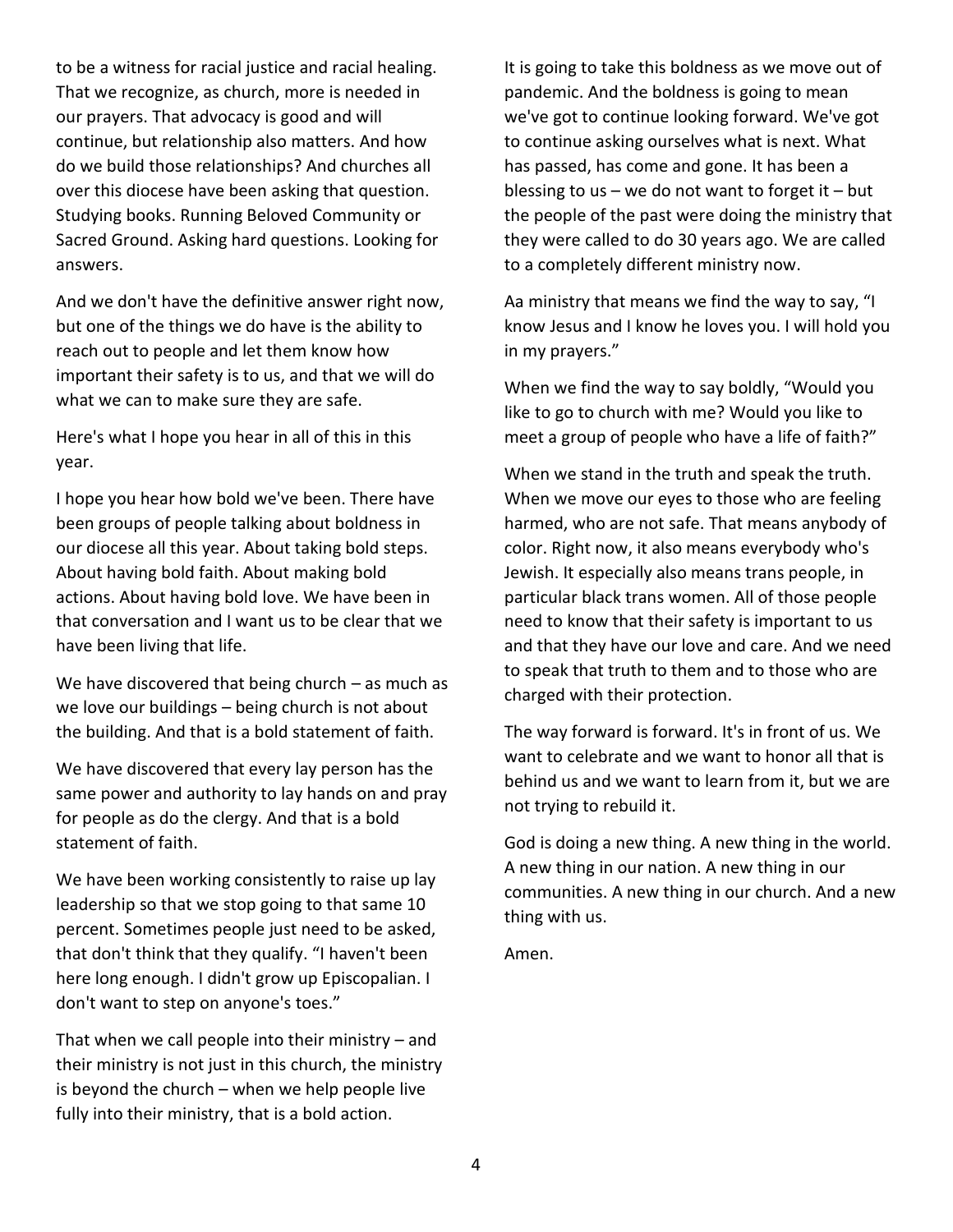to be a witness for racial justice and racial healing. That we recognize, as church, more is needed in our prayers. That advocacy is good and will continue, but relationship also matters. And how do we build those relationships? And churches all over this diocese have been asking that question. Studying books. Running Beloved Community or Sacred Ground. Asking hard questions. Looking for answers.

And we don't have the definitive answer right now, but one of the things we do have is the ability to reach out to people and let them know how important their safety is to us, and that we will do what we can to make sure they are safe.

Here's what I hope you hear in all of this in this year.

I hope you hear how bold we've been. There have been groups of people talking about boldness in our diocese all this year. About taking bold steps. About having bold faith. About making bold actions. About having bold love. We have been in that conversation and I want us to be clear that we have been living that life.

We have discovered that being church – as much as we love our buildings – being church is not about the building. And that is a bold statement of faith.

We have discovered that every lay person has the same power and authority to lay hands on and pray for people as do the clergy. And that is a bold statement of faith.

We have been working consistently to raise up lay leadership so that we stop going to that same 10 percent. Sometimes people just need to be asked, that don't think that they qualify. "I haven't been here long enough. I didn't grow up Episcopalian. I don't want to step on anyone's toes."

That when we call people into their ministry – and their ministry is not just in this church, the ministry is beyond the church – when we help people live fully into their ministry, that is a bold action.

It is going to take this boldness as we move out of pandemic. And the boldness is going to mean we've got to continue looking forward. We've got to continue asking ourselves what is next. What has passed, has come and gone. It has been a blessing to us – we do not want to forget it – but the people of the past were doing the ministry that they were called to do 30 years ago. We are called to a completely different ministry now.

Aa ministry that means we find the way to say, "I know Jesus and I know he loves you. I will hold you in my prayers."

When we find the way to say boldly, "Would you like to go to church with me? Would you like to meet a group of people who have a life of faith?"

When we stand in the truth and speak the truth. When we move our eyes to those who are feeling harmed, who are not safe. That means anybody of color. Right now, it also means everybody who's Jewish. It especially also means trans people, in particular black trans women. All of those people need to know that their safety is important to us and that they have our love and care. And we need to speak that truth to them and to those who are charged with their protection.

The way forward is forward. It's in front of us. We want to celebrate and we want to honor all that is behind us and we want to learn from it, but we are not trying to rebuild it.

God is doing a new thing. A new thing in the world. A new thing in our nation. A new thing in our communities. A new thing in our church. And a new thing with us.

Amen.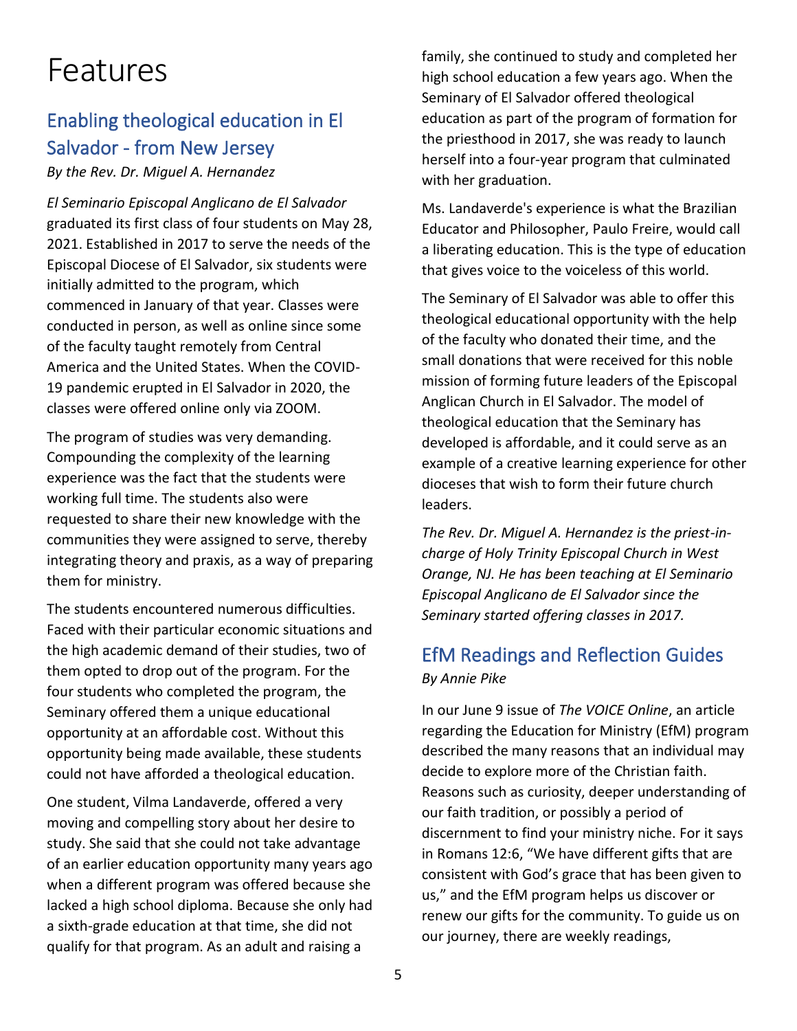# Features

## Enabling theological education in El Salvador - from New Jersey

*By the Rev. Dr. Miguel A. Hernandez*

*El Seminario Episcopal Anglicano de El Salvador* graduated its first class of four students on May 28, 2021. Established in 2017 to serve the needs of the Episcopal Diocese of El Salvador, six students were initially admitted to the program, which commenced in January of that year. Classes were conducted in person, as well as online since some of the faculty taught remotely from Central America and the United States. When the COVID-19 pandemic erupted in El Salvador in 2020, the classes were offered online only via ZOOM.

The program of studies was very demanding. Compounding the complexity of the learning experience was the fact that the students were working full time. The students also were requested to share their new knowledge with the communities they were assigned to serve, thereby integrating theory and praxis, as a way of preparing them for ministry.

The students encountered numerous difficulties. Faced with their particular economic situations and the high academic demand of their studies, two of them opted to drop out of the program. For the four students who completed the program, the Seminary offered them a unique educational opportunity at an affordable cost. Without this opportunity being made available, these students could not have afforded a theological education.

One student, Vilma Landaverde, offered a very moving and compelling story about her desire to study. She said that she could not take advantage of an earlier education opportunity many years ago when a different program was offered because she lacked a high school diploma. Because she only had a sixth-grade education at that time, she did not qualify for that program. As an adult and raising a family, she continued to study and completed her high school education a few years ago. When the Seminary of El Salvador offered theological education as part of the program of formation for the priesthood in 2017, she was ready to launch herself into a four-year program that culminated with her graduation.

Ms. Landaverde's experience is what the Brazilian Educator and Philosopher, Paulo Freire, would call a liberating education. This is the type of education that gives voice to the voiceless of this world.

The Seminary of El Salvador was able to offer this theological educational opportunity with the help of the faculty who donated their time, and the small donations that were received for this noble mission of forming future leaders of the Episcopal Anglican Church in El Salvador. The model of theological education that the Seminary has developed is affordable, and it could serve as an example of a creative learning experience for other dioceses that wish to form their future church leaders.

*The Rev. Dr. Miguel A. Hernandez is the priest-in-charge of Holy Trinity Episcopal Church in West Orange, NJ. He has been teaching at El Seminario Episcopal Anglicano de El Salvador since the Seminary started offering classes in 2017.*

## EfM Readings and Reflection Guides

*By Annie Pike*

In our June 9 issue of *The VOICE Online*, an article regarding the Education for Ministry (EfM) program described the many reasons that an individual may decide to explore more of the Christian faith. Reasons such as curiosity, deeper understanding of our faith tradition, or possibly a period of discernment to find your ministry niche. For it says in Romans 12:6, "We have different gifts that are consistent with God's grace that has been given to us," and the EfM program helps us discover or renew our gifts for the community. To guide us on our journey, there are weekly readings,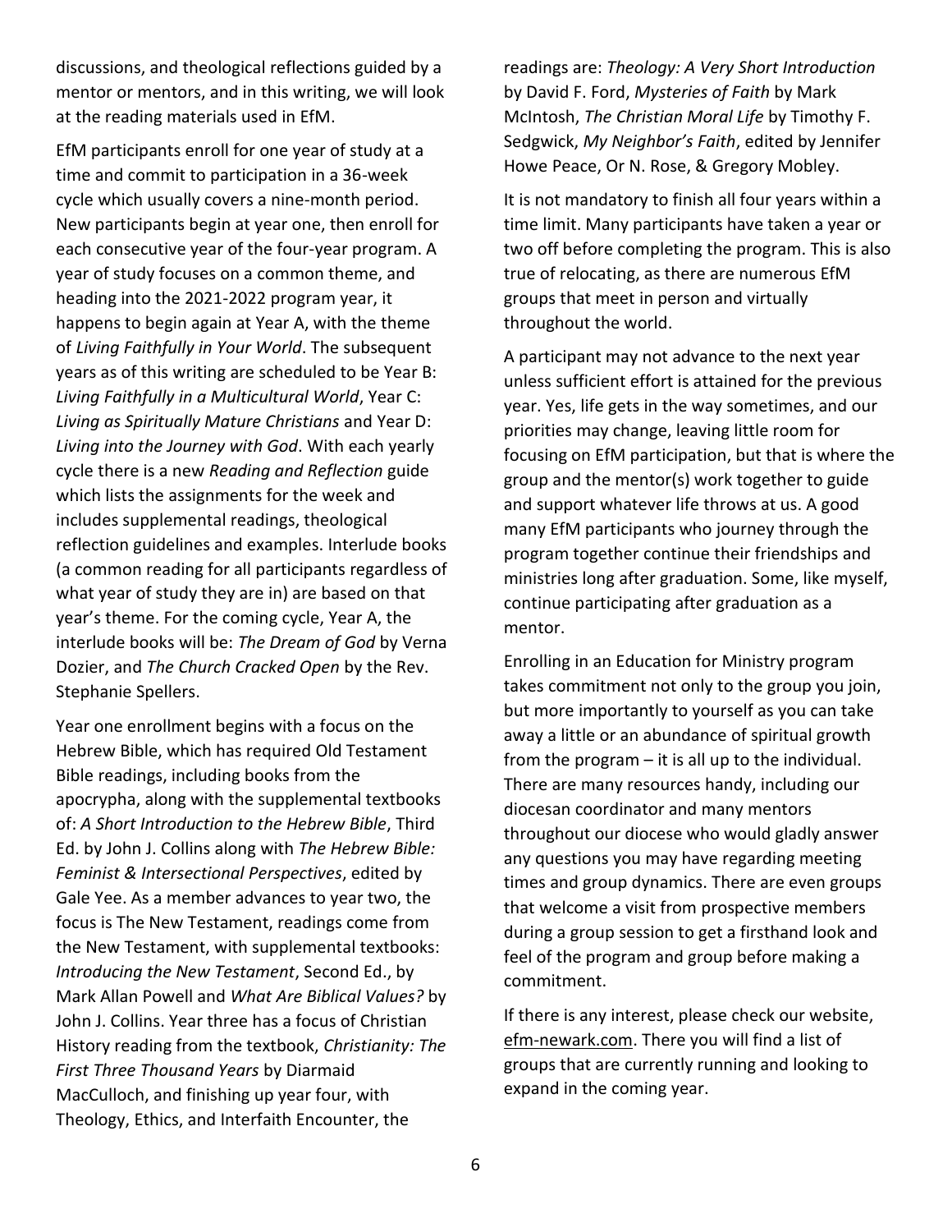discussions, and theological reflections guided by a mentor or mentors, and in this writing, we will look at the reading materials used in EfM.

EfM participants enroll for one year of study at a time and commit to participation in a 36-week cycle which usually covers a nine-month period. New participants begin at year one, then enroll for each consecutive year of the four-year program. A year of study focuses on a common theme, and heading into the 2021-2022 program year, it happens to begin again at Year A, with the theme of *Living Faithfully in Your World*. The subsequent years as of this writing are scheduled to be Year B: *Living Faithfully in a Multicultural World*, Year C: *Living as Spiritually Mature Christians* and Year D: *Living into the Journey with God*. With each yearly cycle there is a new *Reading and Reflection* guide which lists the assignments for the week and includes supplemental readings, theological reflection guidelines and examples. Interlude books (a common reading for all participants regardless of what year of study they are in) are based on that year's theme. For the coming cycle, Year A, the interlude books will be: *The Dream of God* by Verna Dozier, and *The Church Cracked Open* by the Rev. Stephanie Spellers.

Year one enrollment begins with a focus on the Hebrew Bible, which has required Old Testament Bible readings, including books from the apocrypha, along with the supplemental textbooks of: *A Short Introduction to the Hebrew Bible*, Third Ed. by John J. Collins along with *The Hebrew Bible: Feminist & Intersectional Perspectives*, edited by Gale Yee. As a member advances to year two, the focus is The New Testament, readings come from the New Testament, with supplemental textbooks: *Introducing the New Testament*, Second Ed., by Mark Allan Powell and *What Are Biblical Values?* by John J. Collins. Year three has a focus of Christian History reading from the textbook, *Christianity: The First Three Thousand Years* by Diarmaid MacCulloch, and finishing up year four, with Theology, Ethics, and Interfaith Encounter, the readings are: *Theology: A Very Short Introduction* by David F. Ford, *Mysteries of Faith* by Mark McIntosh, *The Christian Moral Life* by Timothy F. Sedgwick, *My Neighbor's Faith*, edited by Jennifer Howe Peace, Or N. Rose, & Gregory Mobley.

It is not mandatory to finish all four years within a time limit. Many participants have taken a year or two off before completing the program. This is also true of relocating, as there are numerous EfM groups that meet in person and virtually throughout the world.

A participant may not advance to the next year unless sufficient effort is attained for the previous year. Yes, life gets in the way sometimes, and our priorities may change, leaving little room for focusing on EfM participation, but that is where the group and the mentor(s) work together to guide and support whatever life throws at us. A good many EfM participants who journey through the program together continue their friendships and ministries long after graduation. Some, like myself, continue participating after graduation as a mentor.

Enrolling in an Education for Ministry program takes commitment not only to the group you join, but more importantly to yourself as you can take away a little or an abundance of spiritual growth from the program – it is all up to the individual. There are many resources handy, including our diocesan coordinator and many mentors throughout our diocese who would gladly answer any questions you may have regarding meeting times and group dynamics. There are even groups that welcome a visit from prospective members during a group session to get a firsthand look and feel of the program and group before making a commitment.

If there is any interest, please check our website, efm-newark.com. There you will find a list of groups that are currently running and looking to expand in the coming year.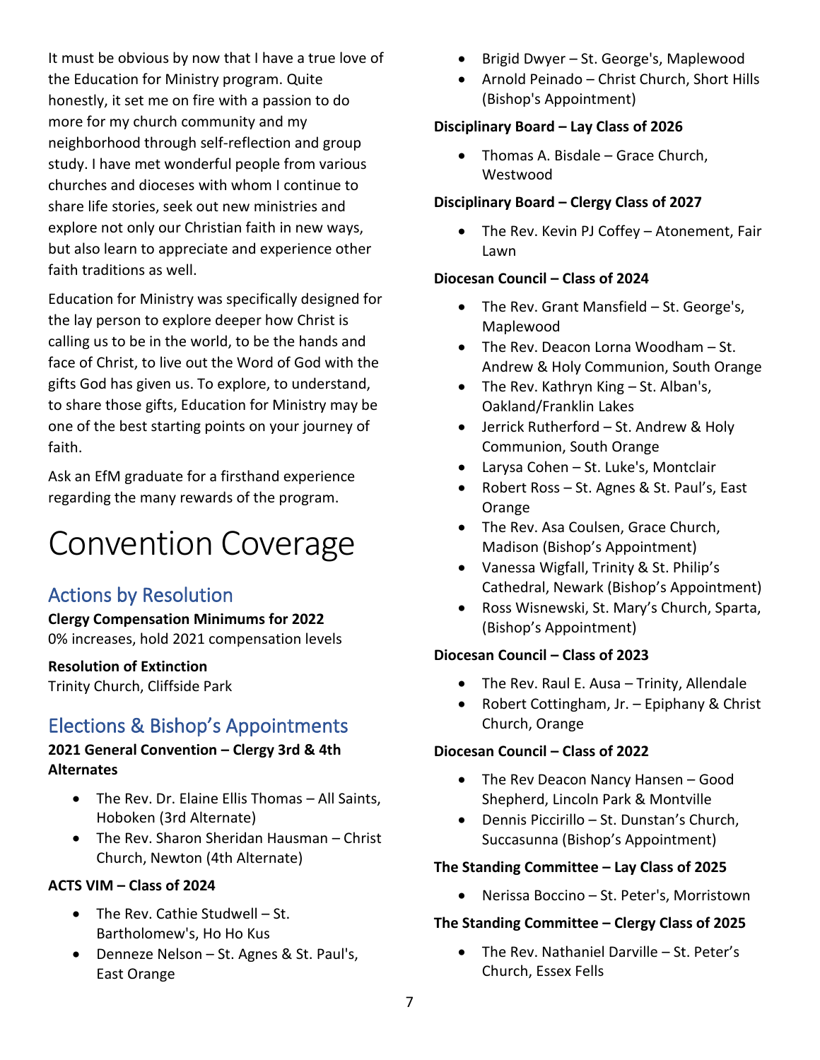It must be obvious by now that I have a true love of the Education for Ministry program. Quite honestly, it set me on fire with a passion to do more for my church community and my neighborhood through self-reflection and group study. I have met wonderful people from various churches and dioceses with whom I continue to share life stories, seek out new ministries and explore not only our Christian faith in new ways, but also learn to appreciate and experience other faith traditions as well.

Education for Ministry was specifically designed for the lay person to explore deeper how Christ is calling us to be in the world, to be the hands and face of Christ, to live out the Word of God with the gifts God has given us. To explore, to understand, to share those gifts, Education for Ministry may be one of the best starting points on your journey of faith.

Ask an EfM graduate for a firsthand experience regarding the many rewards of the program.

# Convention Coverage

## Actions by Resolution

**Clergy Compensation Minimums for 2022**
0% increases, hold 2021 compensation levels

**Resolution of Extinction**
Trinity Church, Cliffside Park

## Elections & Bishop's Appointments

**2021 General Convention – Clergy 3rd & 4th Alternates**

- The Rev. Dr. Elaine Ellis Thomas – All Saints, Hoboken (3rd Alternate)
- The Rev. Sharon Sheridan Hausman – Christ Church, Newton (4th Alternate)

**ACTS VIM – Class of 2024**

- The Rev. Cathie Studwell – St. Bartholomew's, Ho Ho Kus
- Denneze Nelson – St. Agnes & St. Paul's, East Orange
- Brigid Dwyer – St. George's, Maplewood
- Arnold Peinado – Christ Church, Short Hills (Bishop's Appointment)

**Disciplinary Board – Lay Class of 2026**

- Thomas A. Bisdale – Grace Church, Westwood

**Disciplinary Board – Clergy Class of 2027**

- The Rev. Kevin PJ Coffey – Atonement, Fair Lawn

**Diocesan Council – Class of 2024**

- The Rev. Grant Mansfield – St. George's, Maplewood
- The Rev. Deacon Lorna Woodham – St. Andrew & Holy Communion, South Orange
- The Rev. Kathryn King – St. Alban's, Oakland/Franklin Lakes
- Jerrick Rutherford – St. Andrew & Holy Communion, South Orange
- Larysa Cohen – St. Luke's, Montclair
- Robert Ross – St. Agnes & St. Paul's, East Orange
- The Rev. Asa Coulsen, Grace Church, Madison (Bishop's Appointment)
- Vanessa Wigfall, Trinity & St. Philip's Cathedral, Newark (Bishop's Appointment)
- Ross Wisnewski, St. Mary's Church, Sparta, (Bishop's Appointment)

**Diocesan Council – Class of 2023**

- The Rev. Raul E. Ausa – Trinity, Allendale
- Robert Cottingham, Jr. – Epiphany & Christ Church, Orange

**Diocesan Council – Class of 2022**

- The Rev Deacon Nancy Hansen – Good Shepherd, Lincoln Park & Montville
- Dennis Piccirillo – St. Dunstan's Church, Succasunna (Bishop's Appointment)

**The Standing Committee – Lay Class of 2025**

- Nerissa Boccino – St. Peter's, Morristown

**The Standing Committee – Clergy Class of 2025**

- The Rev. Nathaniel Darville – St. Peter's Church, Essex Fells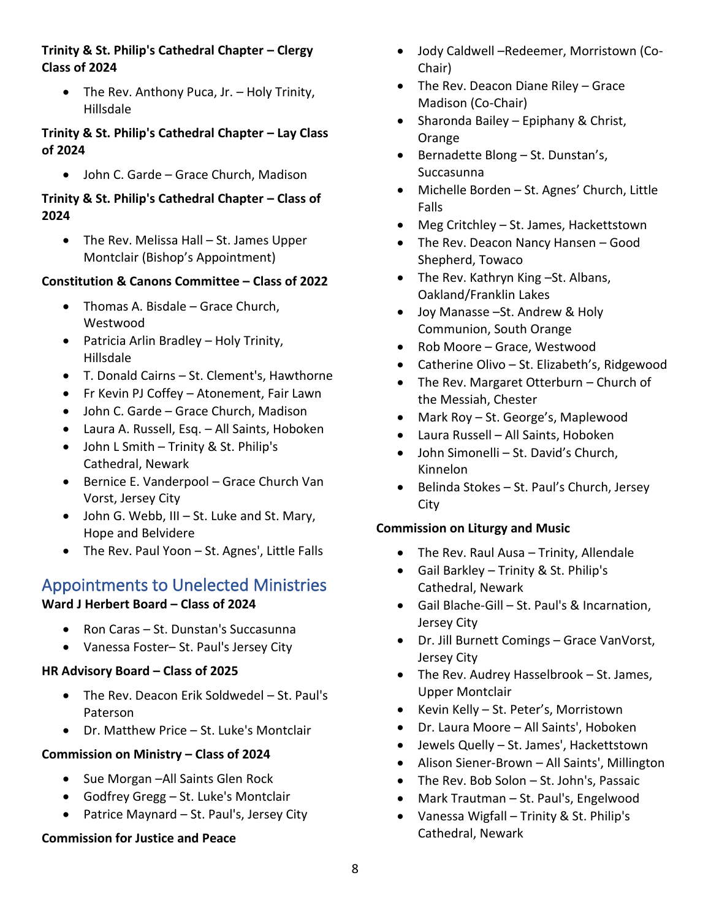**Trinity & St. Philip's Cathedral Chapter – Clergy Class of 2024**

- The Rev. Anthony Puca, Jr. – Holy Trinity, Hillsdale

**Trinity & St. Philip's Cathedral Chapter – Lay Class of 2024**

- John C. Garde – Grace Church, Madison

**Trinity & St. Philip's Cathedral Chapter – Class of 2024**

- The Rev. Melissa Hall – St. James Upper Montclair (Bishop's Appointment)

**Constitution & Canons Committee – Class of 2022**

- Thomas A. Bisdale – Grace Church, Westwood
- Patricia Arlin Bradley – Holy Trinity, Hillsdale
- T. Donald Cairns – St. Clement's, Hawthorne
- Fr Kevin PJ Coffey – Atonement, Fair Lawn
- John C. Garde – Grace Church, Madison
- Laura A. Russell, Esq. – All Saints, Hoboken
- John L Smith – Trinity & St. Philip's Cathedral, Newark
- Bernice E. Vanderpool – Grace Church Van Vorst, Jersey City
- John G. Webb, III – St. Luke and St. Mary, Hope and Belvidere
- The Rev. Paul Yoon – St. Agnes', Little Falls

## Appointments to Unelected Ministries

**Ward J Herbert Board – Class of 2024**

- Ron Caras – St. Dunstan's Succasunna
- Vanessa Foster– St. Paul's Jersey City

**HR Advisory Board – Class of 2025**

- The Rev. Deacon Erik Soldwedel – St. Paul's Paterson
- Dr. Matthew Price – St. Luke's Montclair

**Commission on Ministry – Class of 2024**

- Sue Morgan –All Saints Glen Rock
- Godfrey Gregg – St. Luke's Montclair
- Patrice Maynard – St. Paul's, Jersey City

**Commission for Justice and Peace**

- Jody Caldwell –Redeemer, Morristown (Co-Chair)
- The Rev. Deacon Diane Riley – Grace Madison (Co-Chair)
- Sharonda Bailey – Epiphany & Christ, Orange
- Bernadette Blong – St. Dunstan's, Succasunna
- Michelle Borden – St. Agnes' Church, Little Falls
- Meg Critchley – St. James, Hackettstown
- The Rev. Deacon Nancy Hansen – Good Shepherd, Towaco
- The Rev. Kathryn King –St. Albans, Oakland/Franklin Lakes
- Joy Manasse –St. Andrew & Holy Communion, South Orange
- Rob Moore – Grace, Westwood
- Catherine Olivo – St. Elizabeth's, Ridgewood
- The Rev. Margaret Otterburn – Church of the Messiah, Chester
- Mark Roy – St. George's, Maplewood
- Laura Russell – All Saints, Hoboken
- John Simonelli – St. David's Church, Kinnelon
- Belinda Stokes – St. Paul's Church, Jersey City

**Commission on Liturgy and Music**

- The Rev. Raul Ausa – Trinity, Allendale
- Gail Barkley – Trinity & St. Philip's Cathedral, Newark
- Gail Blache-Gill – St. Paul's & Incarnation, Jersey City
- Dr. Jill Burnett Comings – Grace VanVorst, Jersey City
- The Rev. Audrey Hasselbrook – St. James, Upper Montclair
- Kevin Kelly – St. Peter's, Morristown
- Dr. Laura Moore – All Saints', Hoboken
- Jewels Quelly – St. James', Hackettstown
- Alison Siener-Brown – All Saints', Millington
- The Rev. Bob Solon – St. John's, Passaic
- Mark Trautman – St. Paul's, Engelwood
- Vanessa Wigfall – Trinity & St. Philip's Cathedral, Newark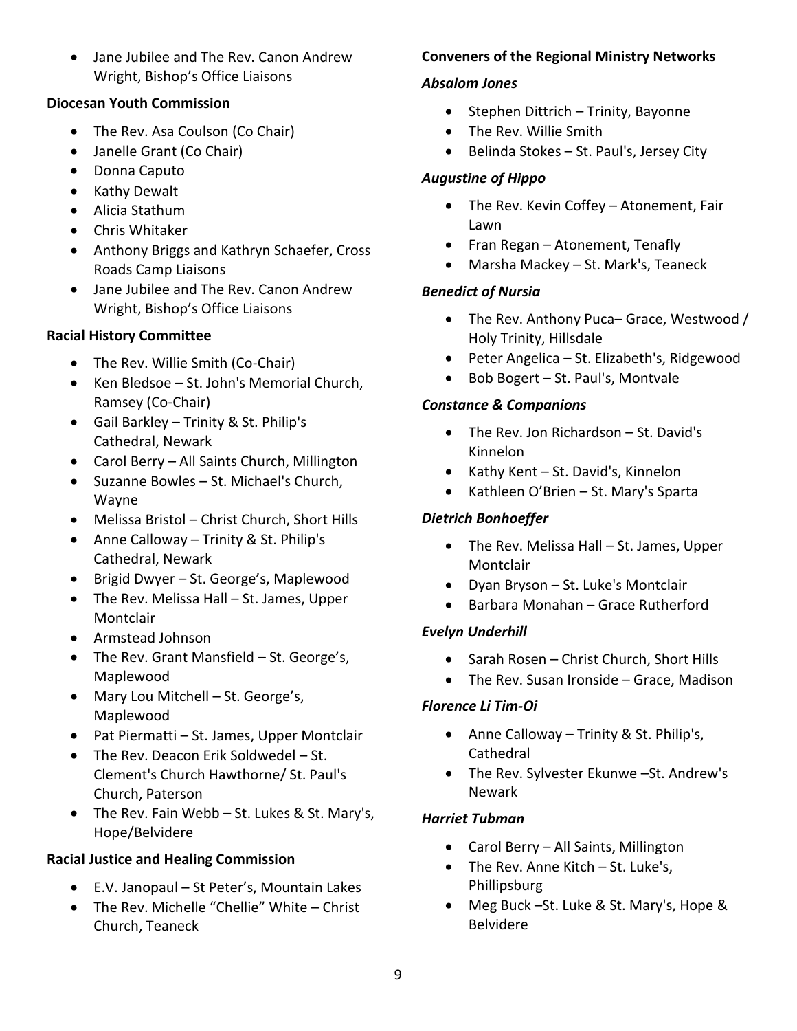- Jane Jubilee and The Rev. Canon Andrew Wright, Bishop's Office Liaisons

**Diocesan Youth Commission**

- The Rev. Asa Coulson (Co Chair)
- Janelle Grant (Co Chair)
- Donna Caputo
- Kathy Dewalt
- Alicia Stathum
- Chris Whitaker
- Anthony Briggs and Kathryn Schaefer, Cross Roads Camp Liaisons
- Jane Jubilee and The Rev. Canon Andrew Wright, Bishop's Office Liaisons

**Racial History Committee**

- The Rev. Willie Smith (Co-Chair)
- Ken Bledsoe – St. John's Memorial Church, Ramsey (Co-Chair)
- Gail Barkley – Trinity & St. Philip's Cathedral, Newark
- Carol Berry – All Saints Church, Millington
- Suzanne Bowles – St. Michael's Church, Wayne
- Melissa Bristol – Christ Church, Short Hills
- Anne Calloway – Trinity & St. Philip's Cathedral, Newark
- Brigid Dwyer – St. George's, Maplewood
- The Rev. Melissa Hall – St. James, Upper Montclair
- Armstead Johnson
- The Rev. Grant Mansfield – St. George's, Maplewood
- Mary Lou Mitchell – St. George's, Maplewood
- Pat Piermatti – St. James, Upper Montclair
- The Rev. Deacon Erik Soldwedel – St. Clement's Church Hawthorne/ St. Paul's Church, Paterson
- The Rev. Fain Webb – St. Lukes & St. Mary's, Hope/Belvidere

**Racial Justice and Healing Commission**

- E.V. Janopaul – St Peter's, Mountain Lakes
- The Rev. Michelle "Chellie" White – Christ Church, Teaneck

**Conveners of the Regional Ministry Networks**

***Absalom Jones***

- Stephen Dittrich – Trinity, Bayonne
- The Rev. Willie Smith
- Belinda Stokes – St. Paul's, Jersey City

***Augustine of Hippo***

- The Rev. Kevin Coffey – Atonement, Fair Lawn
- Fran Regan – Atonement, Tenafly
- Marsha Mackey – St. Mark's, Teaneck

***Benedict of Nursia***

- The Rev. Anthony Puca– Grace, Westwood / Holy Trinity, Hillsdale
- Peter Angelica – St. Elizabeth's, Ridgewood
- Bob Bogert – St. Paul's, Montvale

***Constance & Companions***

- The Rev. Jon Richardson – St. David's Kinnelon
- Kathy Kent – St. David's, Kinnelon
- Kathleen O'Brien – St. Mary's Sparta

***Dietrich Bonhoeffer***

- The Rev. Melissa Hall – St. James, Upper Montclair
- Dyan Bryson – St. Luke's Montclair
- Barbara Monahan – Grace Rutherford

***Evelyn Underhill***

- Sarah Rosen – Christ Church, Short Hills
- The Rev. Susan Ironside – Grace, Madison

***Florence Li Tim-Oi***

- Anne Calloway – Trinity & St. Philip's, Cathedral
- The Rev. Sylvester Ekunwe –St. Andrew's Newark

***Harriet Tubman***

- Carol Berry – All Saints, Millington
- The Rev. Anne Kitch – St. Luke's, Phillipsburg
- Meg Buck –St. Luke & St. Mary's, Hope & Belvidere